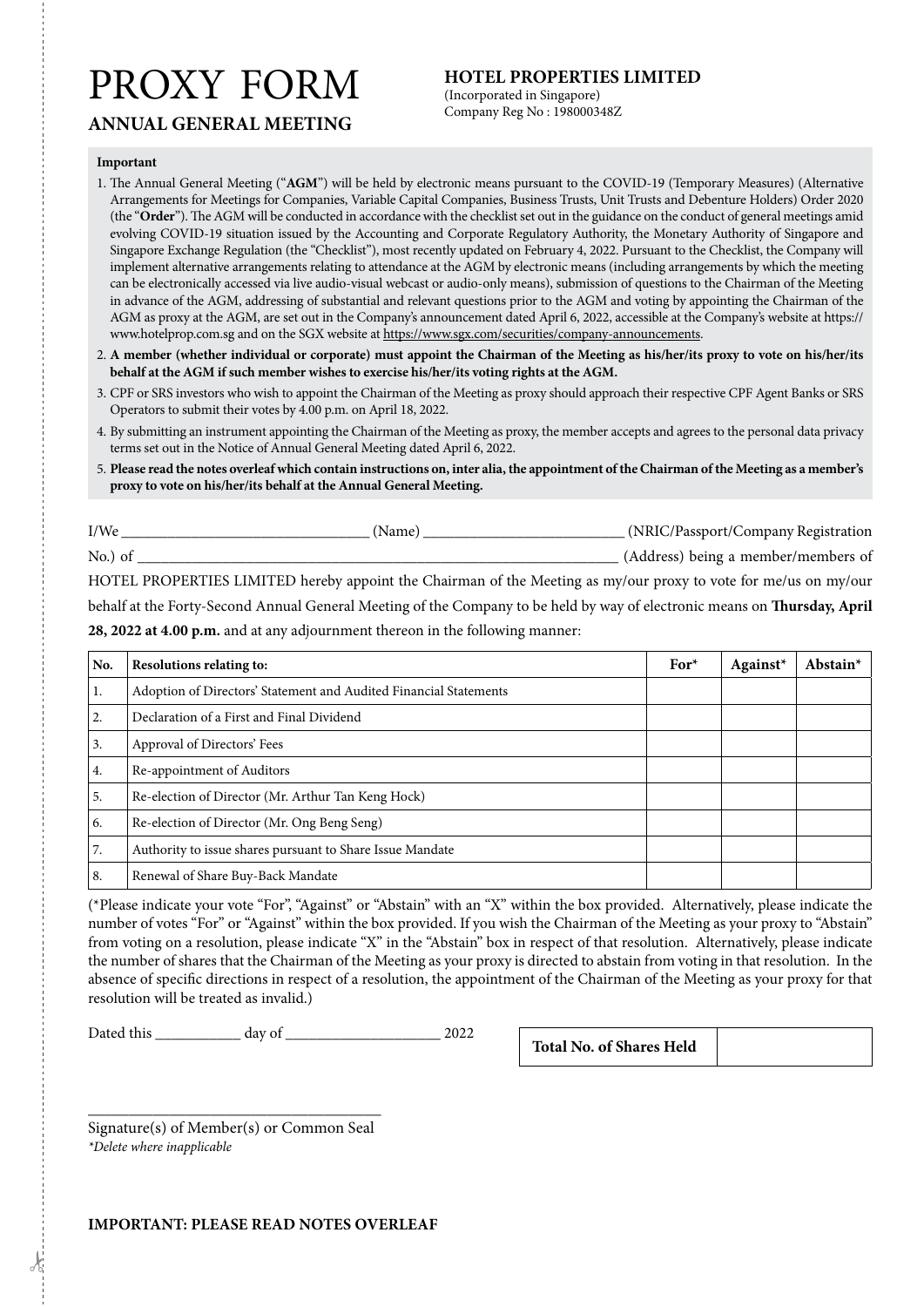# PROXY FORM

## ANNUAL GENERAL MEETING

**HOTEL PROPERTIES LIMITED**
(Incorporated in Singapore)
Company Reg No : 198000348Z

**Important**

1. The Annual General Meeting ("**AGM**") will be held by electronic means pursuant to the COVID-19 (Temporary Measures) (Alternative Arrangements for Meetings for Companies, Variable Capital Companies, Business Trusts, Unit Trusts and Debenture Holders) Order 2020 (the "**Order**"). The AGM will be conducted in accordance with the checklist set out in the guidance on the conduct of general meetings amid evolving COVID-19 situation issued by the Accounting and Corporate Regulatory Authority, the Monetary Authority of Singapore and Singapore Exchange Regulation (the "Checklist"), most recently updated on February 4, 2022. Pursuant to the Checklist, the Company will implement alternative arrangements relating to attendance at the AGM by electronic means (including arrangements by which the meeting can be electronically accessed via live audio-visual webcast or audio-only means), submission of questions to the Chairman of the Meeting in advance of the AGM, addressing of substantial and relevant questions prior to the AGM and voting by appointing the Chairman of the AGM as proxy at the AGM, are set out in the Company's announcement dated April 6, 2022, accessible at the Company's website at https://www.hotelprop.com.sg and on the SGX website at https://www.sgx.com/securities/company-announcements.
2. **A member (whether individual or corporate) must appoint the Chairman of the Meeting as his/her/its proxy to vote on his/her/its behalf at the AGM if such member wishes to exercise his/her/its voting rights at the AGM.**
3. CPF or SRS investors who wish to appoint the Chairman of the Meeting as proxy should approach their respective CPF Agent Banks or SRS Operators to submit their votes by 4.00 p.m. on April 18, 2022.
4. By submitting an instrument appointing the Chairman of the Meeting as proxy, the member accepts and agrees to the personal data privacy terms set out in the Notice of Annual General Meeting dated April 6, 2022.
5. **Please read the notes overleaf which contain instructions on, inter alia, the appointment of the Chairman of the Meeting as a member's proxy to vote on his/her/its behalf at the Annual General Meeting.**

I/We ________________________________ (Name) __________________________ (NRIC/Passport/Company Registration No.) of ________________________________________________________________ (Address) being a member/members of HOTEL PROPERTIES LIMITED hereby appoint the Chairman of the Meeting as my/our proxy to vote for me/us on my/our behalf at the Forty-Second Annual General Meeting of the Company to be held by way of electronic means on **Thursday, April 28, 2022 at 4.00 p.m.** and at any adjournment thereon in the following manner:

| No. | Resolutions relating to: | For* | Against* | Abstain* |
|---|---|---|---|---|
| 1. | Adoption of Directors' Statement and Audited Financial Statements | | | |
| 2. | Declaration of a First and Final Dividend | | | |
| 3. | Approval of Directors' Fees | | | |
| 4. | Re-appointment of Auditors | | | |
| 5. | Re-election of Director (Mr. Arthur Tan Keng Hock) | | | |
| 6. | Re-election of Director (Mr. Ong Beng Seng) | | | |
| 7. | Authority to issue shares pursuant to Share Issue Mandate | | | |
| 8. | Renewal of Share Buy-Back Mandate | | | |

(*Please indicate your vote "For", "Against" or "Abstain" with an "X" within the box provided. Alternatively, please indicate the number of votes "For" or "Against" within the box provided. If you wish the Chairman of the Meeting as your proxy to "Abstain" from voting on a resolution, please indicate "X" in the "Abstain" box in respect of that resolution. Alternatively, please indicate the number of shares that the Chairman of the Meeting as your proxy is directed to abstain from voting in that resolution. In the absence of specific directions in respect of a resolution, the appointment of the Chairman of the Meeting as your proxy for that resolution will be treated as invalid.)

Dated this ___________ day of ____________________ 2022

| Total No. of Shares Held | |
|---|---|

_____________________________________
Signature(s) of Member(s) or Common Seal
*\*Delete where inapplicable*

**IMPORTANT: PLEASE READ NOTES OVERLEAF**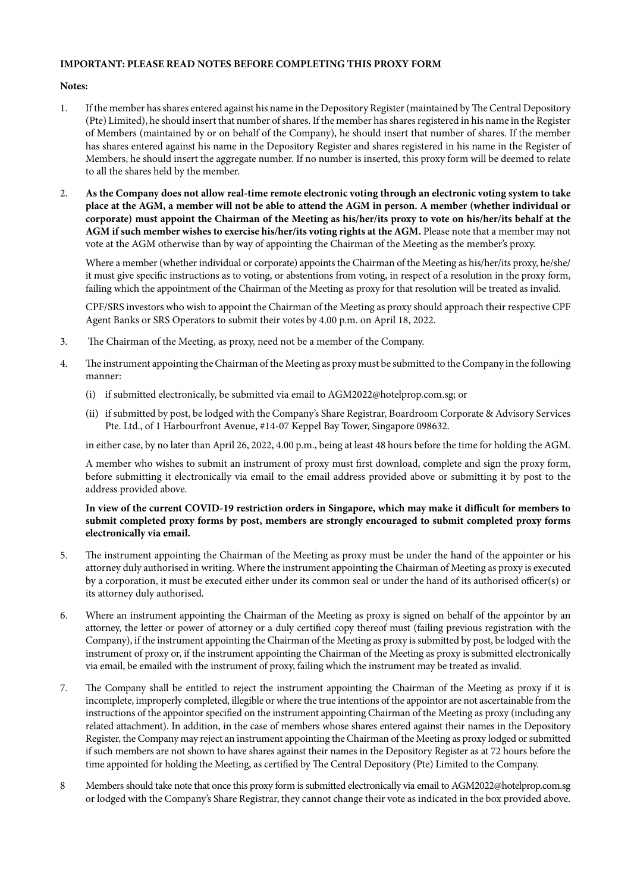**IMPORTANT: PLEASE READ NOTES BEFORE COMPLETING THIS PROXY FORM**

**Notes:**

1. If the member has shares entered against his name in the Depository Register (maintained by The Central Depository (Pte) Limited), he should insert that number of shares. If the member has shares registered in his name in the Register of Members (maintained by or on behalf of the Company), he should insert that number of shares. If the member has shares entered against his name in the Depository Register and shares registered in his name in the Register of Members, he should insert the aggregate number. If no number is inserted, this proxy form will be deemed to relate to all the shares held by the member.

2. **As the Company does not allow real-time remote electronic voting through an electronic voting system to take place at the AGM, a member will not be able to attend the AGM in person. A member (whether individual or corporate) must appoint the Chairman of the Meeting as his/her/its proxy to vote on his/her/its behalf at the AGM if such member wishes to exercise his/her/its voting rights at the AGM.** Please note that a member may not vote at the AGM otherwise than by way of appointing the Chairman of the Meeting as the member's proxy.

   Where a member (whether individual or corporate) appoints the Chairman of the Meeting as his/her/its proxy, he/she/it must give specific instructions as to voting, or abstentions from voting, in respect of a resolution in the proxy form, failing which the appointment of the Chairman of the Meeting as proxy for that resolution will be treated as invalid.

   CPF/SRS investors who wish to appoint the Chairman of the Meeting as proxy should approach their respective CPF Agent Banks or SRS Operators to submit their votes by 4.00 p.m. on April 18, 2022.

3. The Chairman of the Meeting, as proxy, need not be a member of the Company.

4. The instrument appointing the Chairman of the Meeting as proxy must be submitted to the Company in the following manner:

   (i) if submitted electronically, be submitted via email to AGM2022@hotelprop.com.sg; or

   (ii) if submitted by post, be lodged with the Company's Share Registrar, Boardroom Corporate & Advisory Services Pte. Ltd., of 1 Harbourfront Avenue, #14-07 Keppel Bay Tower, Singapore 098632.

   in either case, by no later than April 26, 2022, 4.00 p.m., being at least 48 hours before the time for holding the AGM.

   A member who wishes to submit an instrument of proxy must first download, complete and sign the proxy form, before submitting it electronically via email to the email address provided above or submitting it by post to the address provided above.

   **In view of the current COVID-19 restriction orders in Singapore, which may make it difficult for members to submit completed proxy forms by post, members are strongly encouraged to submit completed proxy forms electronically via email.**

5. The instrument appointing the Chairman of the Meeting as proxy must be under the hand of the appointer or his attorney duly authorised in writing. Where the instrument appointing the Chairman of Meeting as proxy is executed by a corporation, it must be executed either under its common seal or under the hand of its authorised officer(s) or its attorney duly authorised.

6. Where an instrument appointing the Chairman of the Meeting as proxy is signed on behalf of the appointor by an attorney, the letter or power of attorney or a duly certified copy thereof must (failing previous registration with the Company), if the instrument appointing the Chairman of the Meeting as proxy is submitted by post, be lodged with the instrument of proxy or, if the instrument appointing the Chairman of the Meeting as proxy is submitted electronically via email, be emailed with the instrument of proxy, failing which the instrument may be treated as invalid.

7. The Company shall be entitled to reject the instrument appointing the Chairman of the Meeting as proxy if it is incomplete, improperly completed, illegible or where the true intentions of the appointor are not ascertainable from the instructions of the appointor specified on the instrument appointing Chairman of the Meeting as proxy (including any related attachment). In addition, in the case of members whose shares entered against their names in the Depository Register, the Company may reject an instrument appointing the Chairman of the Meeting as proxy lodged or submitted if such members are not shown to have shares against their names in the Depository Register as at 72 hours before the time appointed for holding the Meeting, as certified by The Central Depository (Pte) Limited to the Company.

8. Members should take note that once this proxy form is submitted electronically via email to AGM2022@hotelprop.com.sg or lodged with the Company's Share Registrar, they cannot change their vote as indicated in the box provided above.